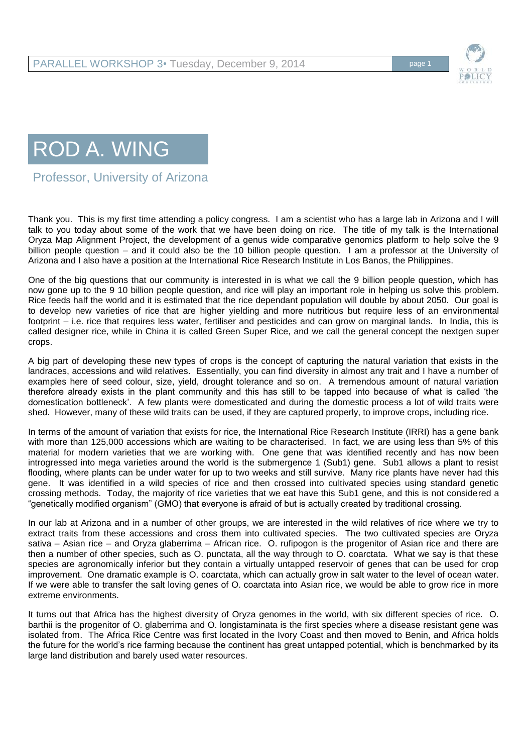# ROD A. WING

Professor, University of Arizona

Thank you. This is my first time attending a policy congress. I am a scientist who has a large lab in Arizona and I will talk to you today about some of the work that we have been doing on rice. The title of my talk is the International Oryza Map Alignment Project, the development of a genus wide comparative genomics platform to help solve the 9 billion people question – and it could also be the 10 billion people question. I am a professor at the University of Arizona and I also have a position at the International Rice Research Institute in Los Banos, the Philippines.

One of the big questions that our community is interested in is what we call the 9 billion people question, which has now gone up to the 9 10 billion people question, and rice will play an important role in helping us solve this problem. Rice feeds half the world and it is estimated that the rice dependant population will double by about 2050. Our goal is to develop new varieties of rice that are higher yielding and more nutritious but require less of an environmental footprint – i.e. rice that requires less water, fertiliser and pesticides and can grow on marginal lands. In India, this is called designer rice, while in China it is called Green Super Rice, and we call the general concept the nextgen super crops.

A big part of developing these new types of crops is the concept of capturing the natural variation that exists in the landraces, accessions and wild relatives. Essentially, you can find diversity in almost any trait and I have a number of examples here of seed colour, size, yield, drought tolerance and so on. A tremendous amount of natural variation therefore already exists in the plant community and this has still to be tapped into because of what is called 'the domestication bottleneck'. A few plants were domesticated and during the domestic process a lot of wild traits were shed. However, many of these wild traits can be used, if they are captured properly, to improve crops, including rice.

In terms of the amount of variation that exists for rice, the International Rice Research Institute (IRRI) has a gene bank with more than 125,000 accessions which are waiting to be characterised. In fact, we are using less than 5% of this material for modern varieties that we are working with. One gene that was identified recently and has now been introgressed into mega varieties around the world is the submergence 1 (Sub1) gene. Sub1 allows a plant to resist flooding, where plants can be under water for up to two weeks and still survive. Many rice plants have never had this gene. It was identified in a wild species of rice and then crossed into cultivated species using standard genetic crossing methods. Today, the majority of rice varieties that we eat have this Sub1 gene, and this is not considered a "genetically modified organism" (GMO) that everyone is afraid of but is actually created by traditional crossing.

In our lab at Arizona and in a number of other groups, we are interested in the wild relatives of rice where we try to extract traits from these accessions and cross them into cultivated species. The two cultivated species are Oryza sativa – Asian rice – and Oryza glaberrima – African rice. O. rufipogon is the progenitor of Asian rice and there are then a number of other species, such as O. punctata, all the way through to O. coarctata. What we say is that these species are agronomically inferior but they contain a virtually untapped reservoir of genes that can be used for crop improvement. One dramatic example is O. coarctata, which can actually grow in salt water to the level of ocean water. If we were able to transfer the salt loving genes of O. coarctata into Asian rice, we would be able to grow rice in more extreme environments.

It turns out that Africa has the highest diversity of Oryza genomes in the world, with six different species of rice. O. barthii is the progenitor of O. glaberrima and O. longistaminata is the first species where a disease resistant gene was isolated from. The Africa Rice Centre was first located in the Ivory Coast and then moved to Benin, and Africa holds the future for the world's rice farming because the continent has great untapped potential, which is benchmarked by its large land distribution and barely used water resources.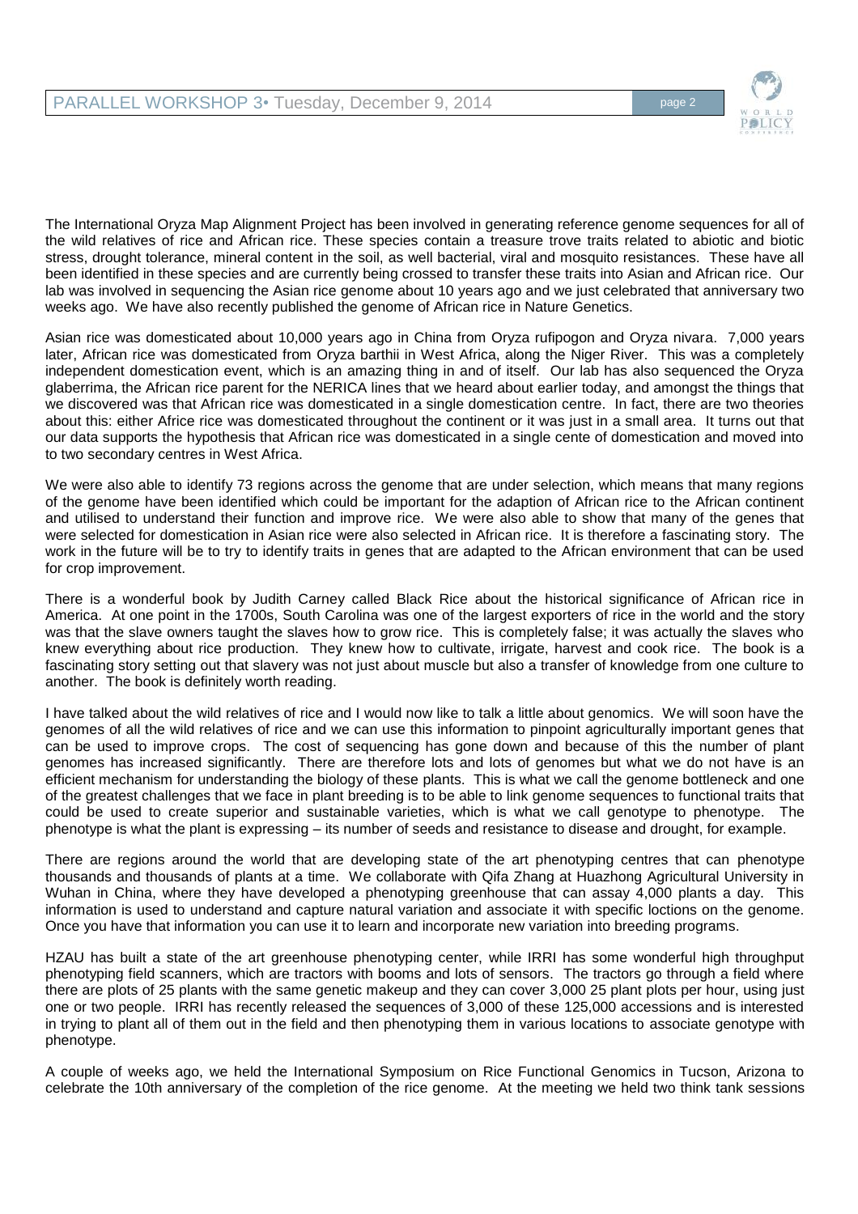The International Oryza Map Alignment Project has been involved in generating reference genome sequences for all of the wild relatives of rice and African rice. These species contain a treasure trove traits related to abiotic and biotic stress, drought tolerance, mineral content in the soil, as well bacterial, viral and mosquito resistances. These have all been identified in these species and are currently being crossed to transfer these traits into Asian and African rice. Our lab was involved in sequencing the Asian rice genome about 10 years ago and we just celebrated that anniversary two weeks ago. We have also recently published the genome of African rice in Nature Genetics.

Asian rice was domesticated about 10,000 years ago in China from Oryza rufipogon and Oryza nivara. 7,000 years later, African rice was domesticated from Oryza barthii in West Africa, along the Niger River. This was a completely independent domestication event, which is an amazing thing in and of itself. Our lab has also sequenced the Oryza glaberrima, the African rice parent for the NERICA lines that we heard about earlier today, and amongst the things that we discovered was that African rice was domesticated in a single domestication centre. In fact, there are two theories about this: either Africe rice was domesticated throughout the continent or it was just in a small area. It turns out that our data supports the hypothesis that African rice was domesticated in a single cente of domestication and moved into to two secondary centres in West Africa.

We were also able to identify 73 regions across the genome that are under selection, which means that many regions of the genome have been identified which could be important for the adaption of African rice to the African continent and utilised to understand their function and improve rice. We were also able to show that many of the genes that were selected for domestication in Asian rice were also selected in African rice. It is therefore a fascinating story. The work in the future will be to try to identify traits in genes that are adapted to the African environment that can be used for crop improvement.

There is a wonderful book by Judith Carney called Black Rice about the historical significance of African rice in America. At one point in the 1700s, South Carolina was one of the largest exporters of rice in the world and the story was that the slave owners taught the slaves how to grow rice. This is completely false; it was actually the slaves who knew everything about rice production. They knew how to cultivate, irrigate, harvest and cook rice. The book is a fascinating story setting out that slavery was not just about muscle but also a transfer of knowledge from one culture to another. The book is definitely worth reading.

I have talked about the wild relatives of rice and I would now like to talk a little about genomics. We will soon have the genomes of all the wild relatives of rice and we can use this information to pinpoint agriculturally important genes that can be used to improve crops. The cost of sequencing has gone down and because of this the number of plant genomes has increased significantly. There are therefore lots and lots of genomes but what we do not have is an efficient mechanism for understanding the biology of these plants. This is what we call the genome bottleneck and one of the greatest challenges that we face in plant breeding is to be able to link genome sequences to functional traits that could be used to create superior and sustainable varieties, which is what we call genotype to phenotype. The phenotype is what the plant is expressing – its number of seeds and resistance to disease and drought, for example.

There are regions around the world that are developing state of the art phenotyping centres that can phenotype thousands and thousands of plants at a time. We collaborate with Qifa Zhang at Huazhong Agricultural University in Wuhan in China, where they have developed a phenotyping greenhouse that can assay 4,000 plants a day. This information is used to understand and capture natural variation and associate it with specific loctions on the genome. Once you have that information you can use it to learn and incorporate new variation into breeding programs.

HZAU has built a state of the art greenhouse phenotyping center, while IRRI has some wonderful high throughput phenotyping field scanners, which are tractors with booms and lots of sensors. The tractors go through a field where there are plots of 25 plants with the same genetic makeup and they can cover 3,000 25 plant plots per hour, using just one or two people. IRRI has recently released the sequences of 3,000 of these 125,000 accessions and is interested in trying to plant all of them out in the field and then phenotyping them in various locations to associate genotype with phenotype.

A couple of weeks ago, we held the International Symposium on Rice Functional Genomics in Tucson, Arizona to celebrate the 10th anniversary of the completion of the rice genome. At the meeting we held two think tank sessions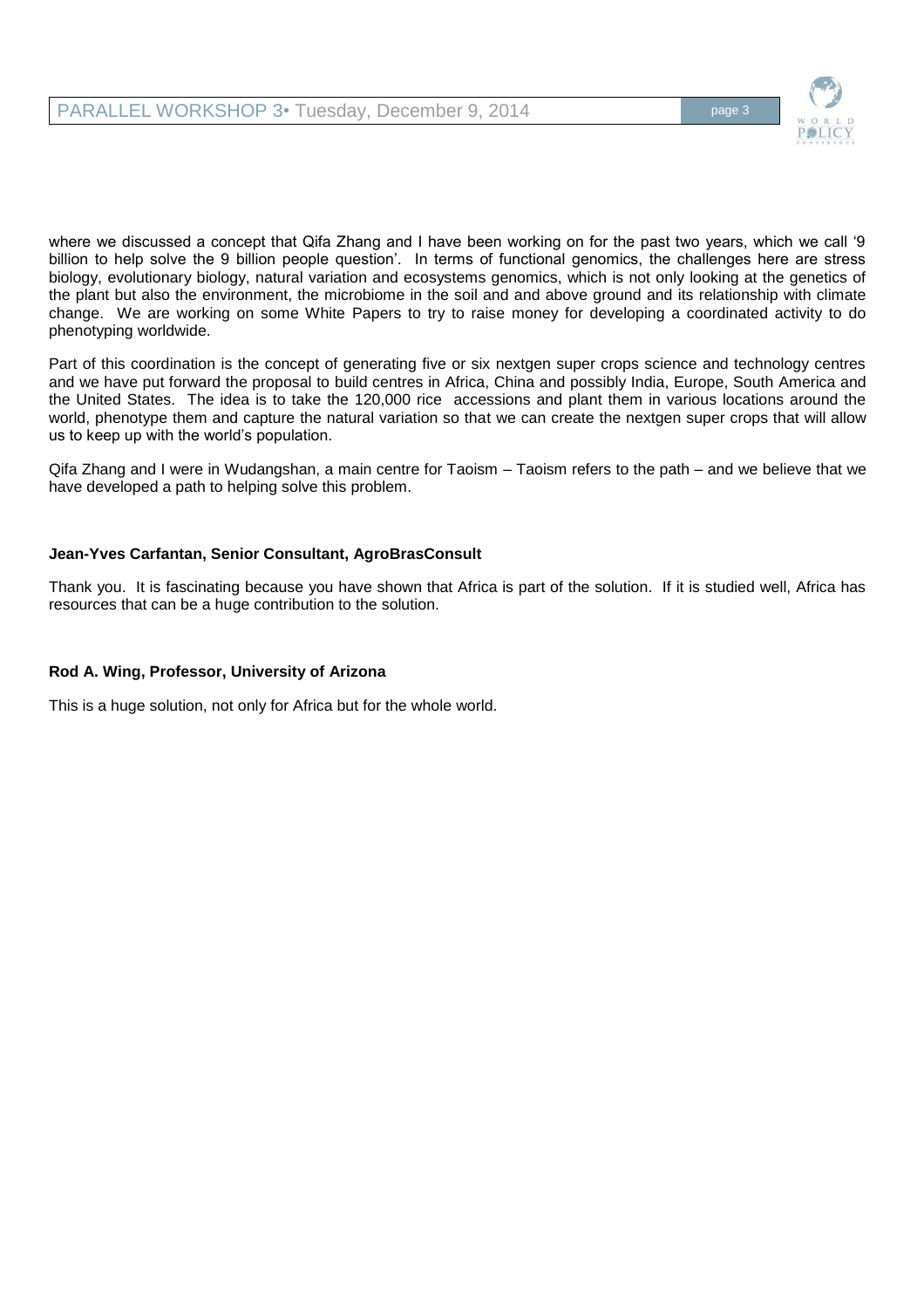where we discussed a concept that Qifa Zhang and I have been working on for the past two years, which we call '9 billion to help solve the 9 billion people question'. In terms of functional genomics, the challenges here are stress biology, evolutionary biology, natural variation and ecosystems genomics, which is not only looking at the genetics of the plant but also the environment, the microbiome in the soil and and above ground and its relationship with climate change. We are working on some White Papers to try to raise money for developing a coordinated activity to do phenotyping worldwide.

Part of this coordination is the concept of generating five or six nextgen super crops science and technology centres and we have put forward the proposal to build centres in Africa, China and possibly India, Europe, South America and the United States. The idea is to take the 120,000 rice accessions and plant them in various locations around the world, phenotype them and capture the natural variation so that we can create the nextgen super crops that will allow us to keep up with the world's population.

Qifa Zhang and I were in Wudangshan, a main centre for Taoism – Taoism refers to the path – and we believe that we have developed a path to helping solve this problem.

**Jean-Yves Carfantan, Senior Consultant, AgroBrasConsult**

Thank you. It is fascinating because you have shown that Africa is part of the solution. If it is studied well, Africa has resources that can be a huge contribution to the solution.

**Rod A. Wing, Professor, University of Arizona**

This is a huge solution, not only for Africa but for the whole world.